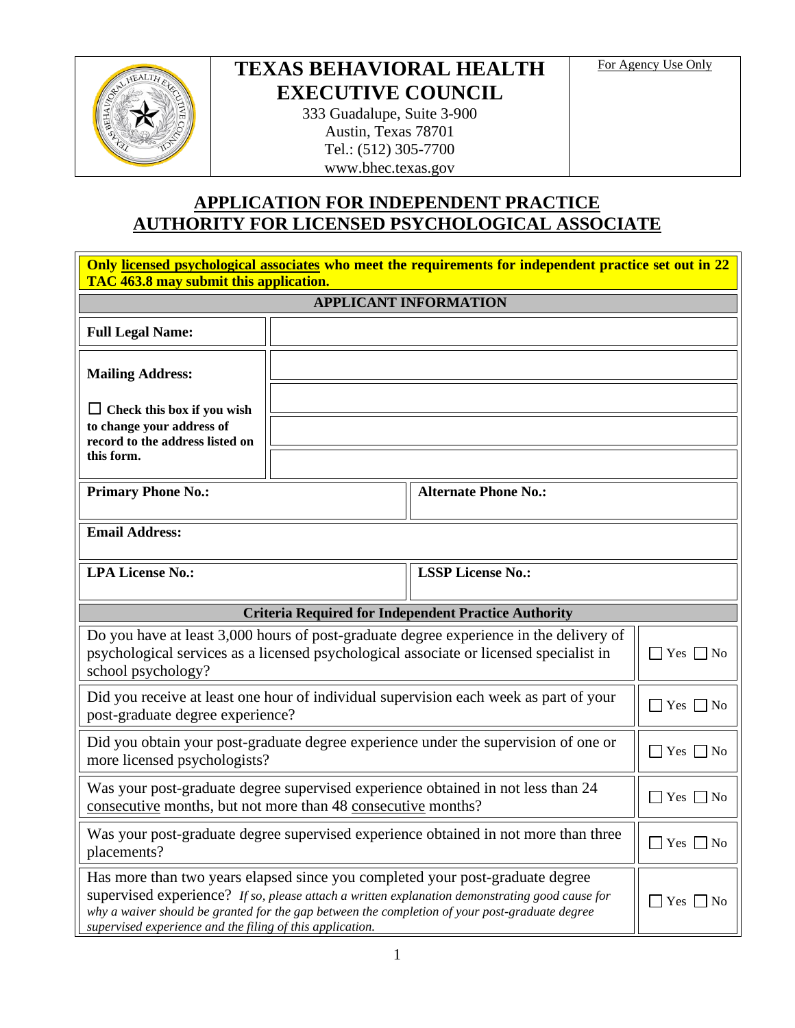# TEXAS BEHAVIORAL HEALTH EXECUTIVE COUNCIL

333 Guadalupe, Suite 3-900
Austin, Texas 78701
Tel.: (512) 305-7700
www.bhec.texas.gov

For Agency Use Only

## APPLICATION FOR INDEPENDENT PRACTICE AUTHORITY FOR LICENSED PSYCHOLOGICAL ASSOCIATE

**Only licensed psychological associates who meet the requirements for independent practice set out in 22 TAC 463.8 may submit this application.**

### APPLICANT INFORMATION

| | |
|---|---|
| **Full Legal Name:** | |
| **Mailing Address:** ☐ **Check this box if you wish to change your address of record to the address listed on this form.** | |
| | |
| | |
| | |

| | |
|---|---|
| **Primary Phone No.:** | **Alternate Phone No.:** |
| **Email Address:** | |
| **LPA License No.:** | **LSSP License No.:** |

### Criteria Required for Independent Practice Authority

| | |
|---|---|
| Do you have at least 3,000 hours of post-graduate degree experience in the delivery of psychological services as a licensed psychological associate or licensed specialist in school psychology? | ☐ Yes ☐ No |
| Did you receive at least one hour of individual supervision each week as part of your post-graduate degree experience? | ☐ Yes ☐ No |
| Did you obtain your post-graduate degree experience under the supervision of one or more licensed psychologists? | ☐ Yes ☐ No |
| Was your post-graduate degree supervised experience obtained in not less than 24 consecutive months, but not more than 48 consecutive months? | ☐ Yes ☐ No |
| Was your post-graduate degree supervised experience obtained in not more than three placements? | ☐ Yes ☐ No |
| Has more than two years elapsed since you completed your post-graduate degree supervised experience? *If so, please attach a written explanation demonstrating good cause for why a waiver should be granted for the gap between the completion of your post-graduate degree supervised experience and the filing of this application.* | ☐ Yes ☐ No |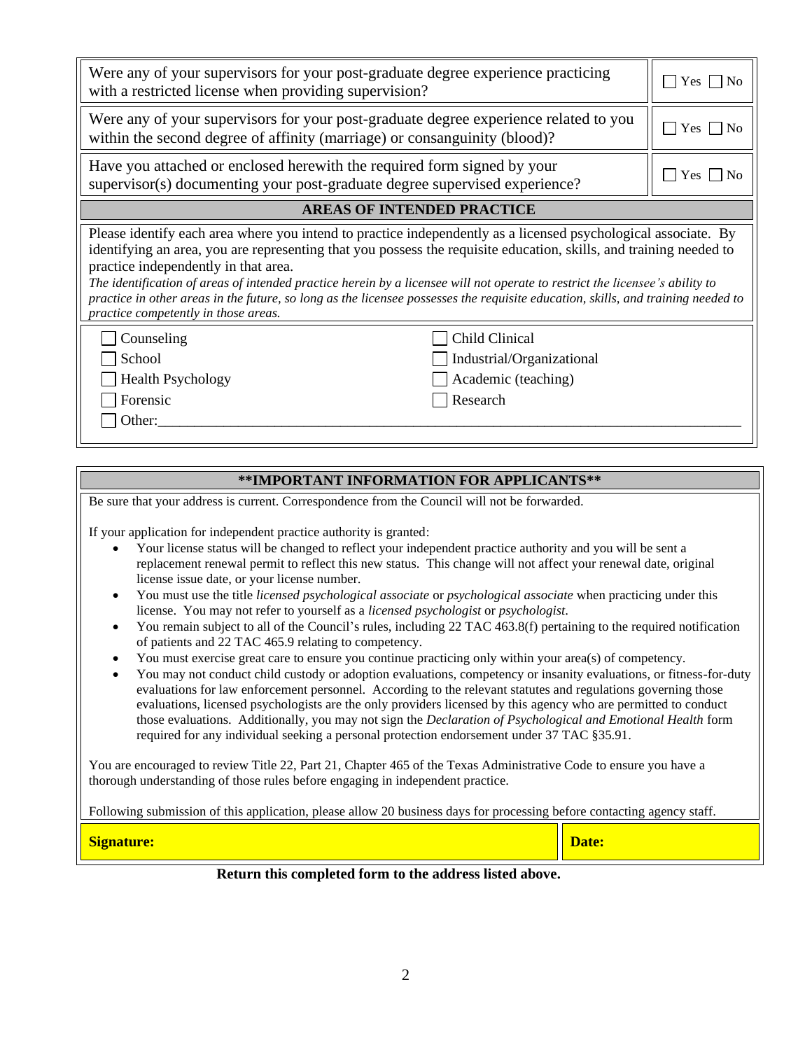| | |
|---|---|
| Were any of your supervisors for your post-graduate degree experience practicing with a restricted license when providing supervision? | ☐ Yes ☐ No |
| Were any of your supervisors for your post-graduate degree experience related to you within the second degree of affinity (marriage) or consanguinity (blood)? | ☐ Yes ☐ No |
| Have you attached or enclosed herewith the required form signed by your supervisor(s) documenting your post-graduate degree supervised experience? | ☐ Yes ☐ No |

## AREAS OF INTENDED PRACTICE

Please identify each area where you intend to practice independently as a licensed psychological associate. By identifying an area, you are representing that you possess the requisite education, skills, and training needed to practice independently in that area.

*The identification of areas of intended practice herein by a licensee will not operate to restrict the licensee's ability to practice in other areas in the future, so long as the licensee possesses the requisite education, skills, and training needed to practice competently in those areas.*

- ☐ Counseling
- ☐ School
- ☐ Health Psychology
- ☐ Forensic
- ☐ Child Clinical
- ☐ Industrial/Organizational
- ☐ Academic (teaching)
- ☐ Research
- ☐ Other:________________________________________________________________________________

## **IMPORTANT INFORMATION FOR APPLICANTS**

Be sure that your address is current. Correspondence from the Council will not be forwarded.

If your application for independent practice authority is granted:

- Your license status will be changed to reflect your independent practice authority and you will be sent a replacement renewal permit to reflect this new status. This change will not affect your renewal date, original license issue date, or your license number.
- You must use the title *licensed psychological associate* or *psychological associate* when practicing under this license. You may not refer to yourself as a *licensed psychologist* or *psychologist*.
- You remain subject to all of the Council's rules, including 22 TAC 463.8(f) pertaining to the required notification of patients and 22 TAC 465.9 relating to competency.
- You must exercise great care to ensure you continue practicing only within your area(s) of competency.
- You may not conduct child custody or adoption evaluations, competency or insanity evaluations, or fitness-for-duty evaluations for law enforcement personnel. According to the relevant statutes and regulations governing those evaluations, licensed psychologists are the only providers licensed by this agency who are permitted to conduct those evaluations. Additionally, you may not sign the *Declaration of Psychological and Emotional Health* form required for any individual seeking a personal protection endorsement under 37 TAC §35.91.

You are encouraged to review Title 22, Part 21, Chapter 465 of the Texas Administrative Code to ensure you have a thorough understanding of those rules before engaging in independent practice.

Following submission of this application, please allow 20 business days for processing before contacting agency staff.

| **Signature:** | **Date:** |
|---|---|

**Return this completed form to the address listed above.**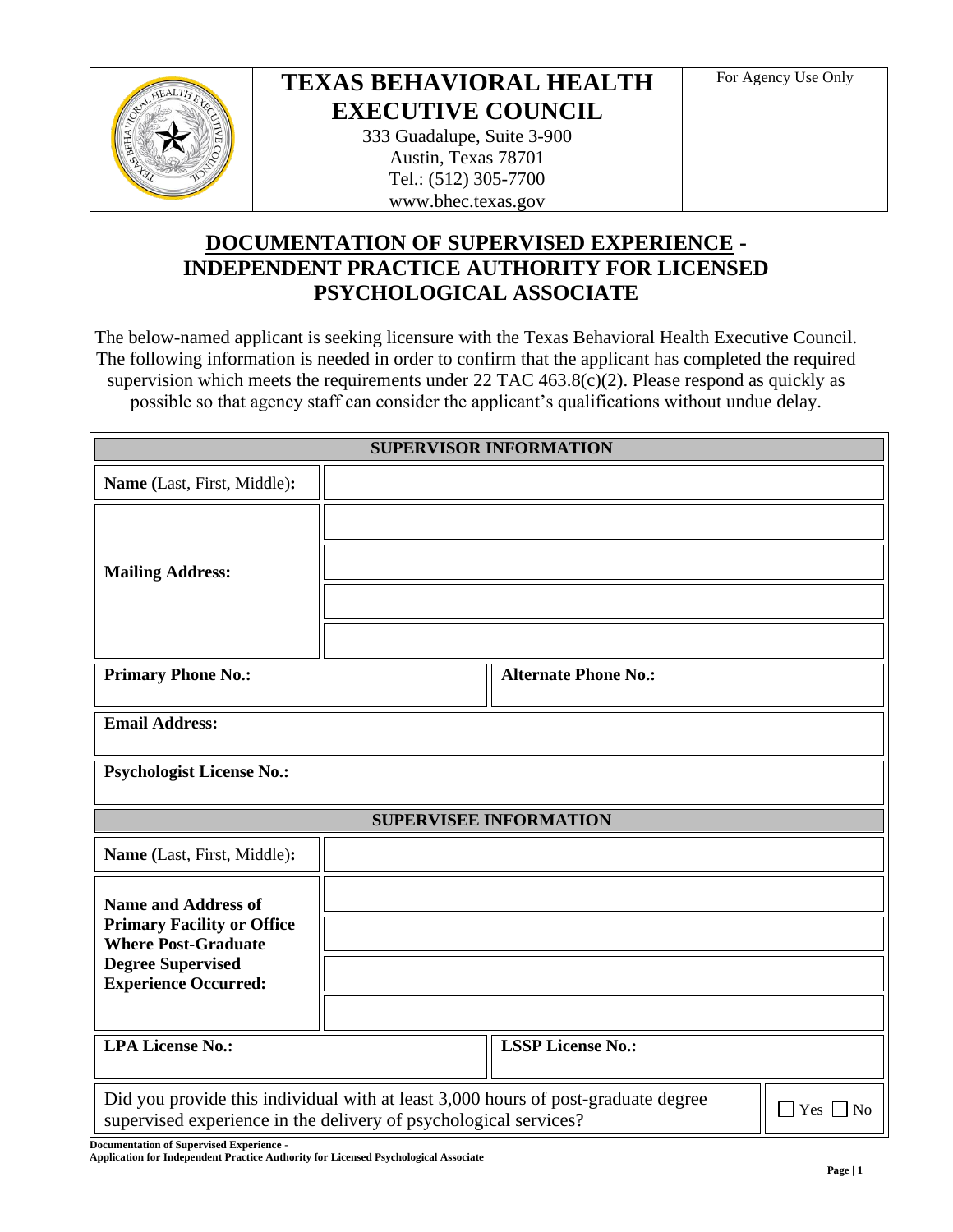# TEXAS BEHAVIORAL HEALTH EXECUTIVE COUNCIL

333 Guadalupe, Suite 3-900
Austin, Texas 78701
Tel.: (512) 305-7700
www.bhec.texas.gov

For Agency Use Only

## DOCUMENTATION OF SUPERVISED EXPERIENCE - INDEPENDENT PRACTICE AUTHORITY FOR LICENSED PSYCHOLOGICAL ASSOCIATE

The below-named applicant is seeking licensure with the Texas Behavioral Health Executive Council. The following information is needed in order to confirm that the applicant has completed the required supervision which meets the requirements under 22 TAC 463.8(c)(2). Please respond as quickly as possible so that agency staff can consider the applicant's qualifications without undue delay.

| SUPERVISOR INFORMATION | |
|---|---|
| **Name (**Last, First, Middle)**:** | |
| **Mailing Address:** | |
| | |
| | |
| | |
| **Primary Phone No.:** | **Alternate Phone No.:** |
| **Email Address:** | |
| **Psychologist License No.:** | |

| SUPERVISEE INFORMATION | |
|---|---|
| **Name (**Last, First, Middle)**:** | |
| **Name and Address of Primary Facility or Office Where Post-Graduate Degree Supervised Experience Occurred:** | |
| | |
| | |
| | |
| **LPA License No.:** | **LSSP License No.:** |
| Did you provide this individual with at least 3,000 hours of post-graduate degree supervised experience in the delivery of psychological services? | ☐ Yes ☐ No |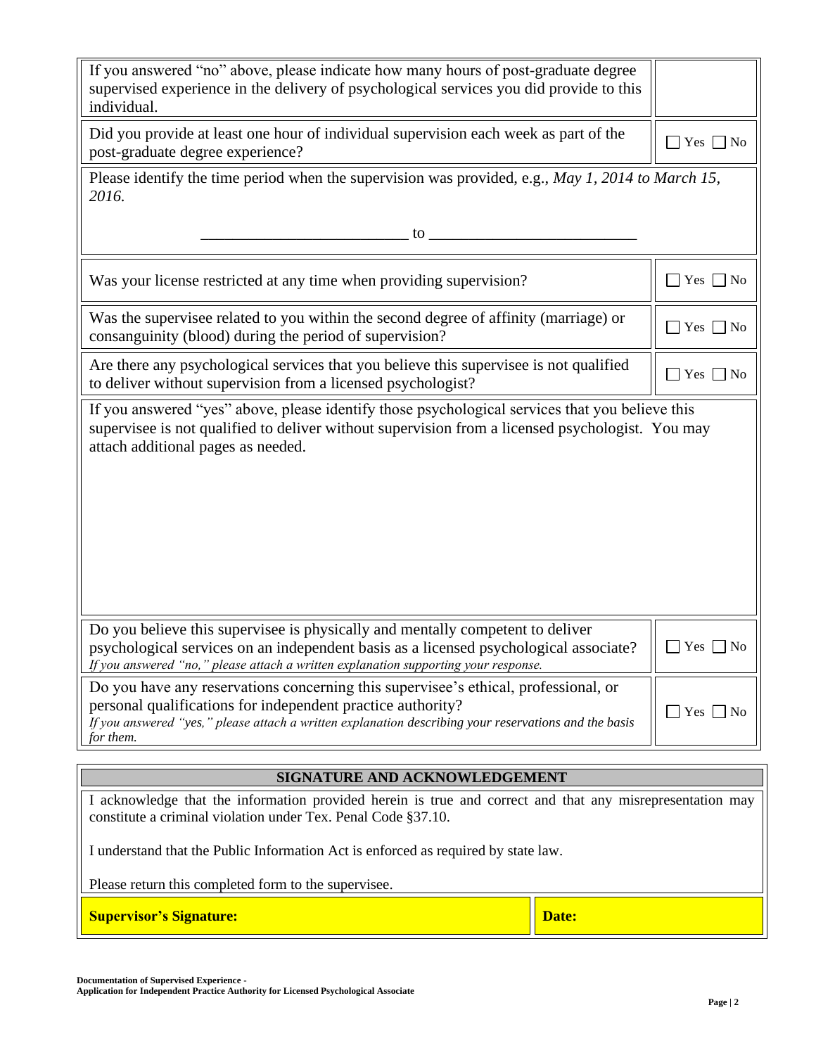| | |
|---|---|
| If you answered "no" above, please indicate how many hours of post-graduate degree supervised experience in the delivery of psychological services you did provide to this individual. | |
| Did you provide at least one hour of individual supervision each week as part of the post-graduate degree experience? | ☐ Yes ☐ No |

Please identify the time period when the supervision was provided, e.g., *May 1, 2014 to March 15, 2016.*

\_\_\_\_\_\_\_\_\_\_\_\_\_\_\_\_\_\_\_\_\_\_\_\_\_\_ to \_\_\_\_\_\_\_\_\_\_\_\_\_\_\_\_\_\_\_\_\_\_\_\_\_\_

| | |
|---|---|
| Was your license restricted at any time when providing supervision? | ☐ Yes ☐ No |
| Was the supervisee related to you within the second degree of affinity (marriage) or consanguinity (blood) during the period of supervision? | ☐ Yes ☐ No |
| Are there any psychological services that you believe this supervisee is not qualified to deliver without supervision from a licensed psychologist? | ☐ Yes ☐ No |

If you answered "yes" above, please identify those psychological services that you believe this supervisee is not qualified to deliver without supervision from a licensed psychologist. You may attach additional pages as needed.

| | |
|---|---|
| Do you believe this supervisee is physically and mentally competent to deliver psychological services on an independent basis as a licensed psychological associate? *If you answered "no," please attach a written explanation supporting your response.* | ☐ Yes ☐ No |
| Do you have any reservations concerning this supervisee's ethical, professional, or personal qualifications for independent practice authority? *If you answered "yes," please attach a written explanation describing your reservations and the basis for them.* | ☐ Yes ☐ No |

## SIGNATURE AND ACKNOWLEDGEMENT

I acknowledge that the information provided herein is true and correct and that any misrepresentation may constitute a criminal violation under Tex. Penal Code §37.10.

I understand that the Public Information Act is enforced as required by state law.

Please return this completed form to the supervisee.

| | |
|---|---|
| **Supervisor's Signature:** | **Date:** |

**Documentation of Supervised Experience -**
**Application for Independent Practice Authority for Licensed Psychological Associate**